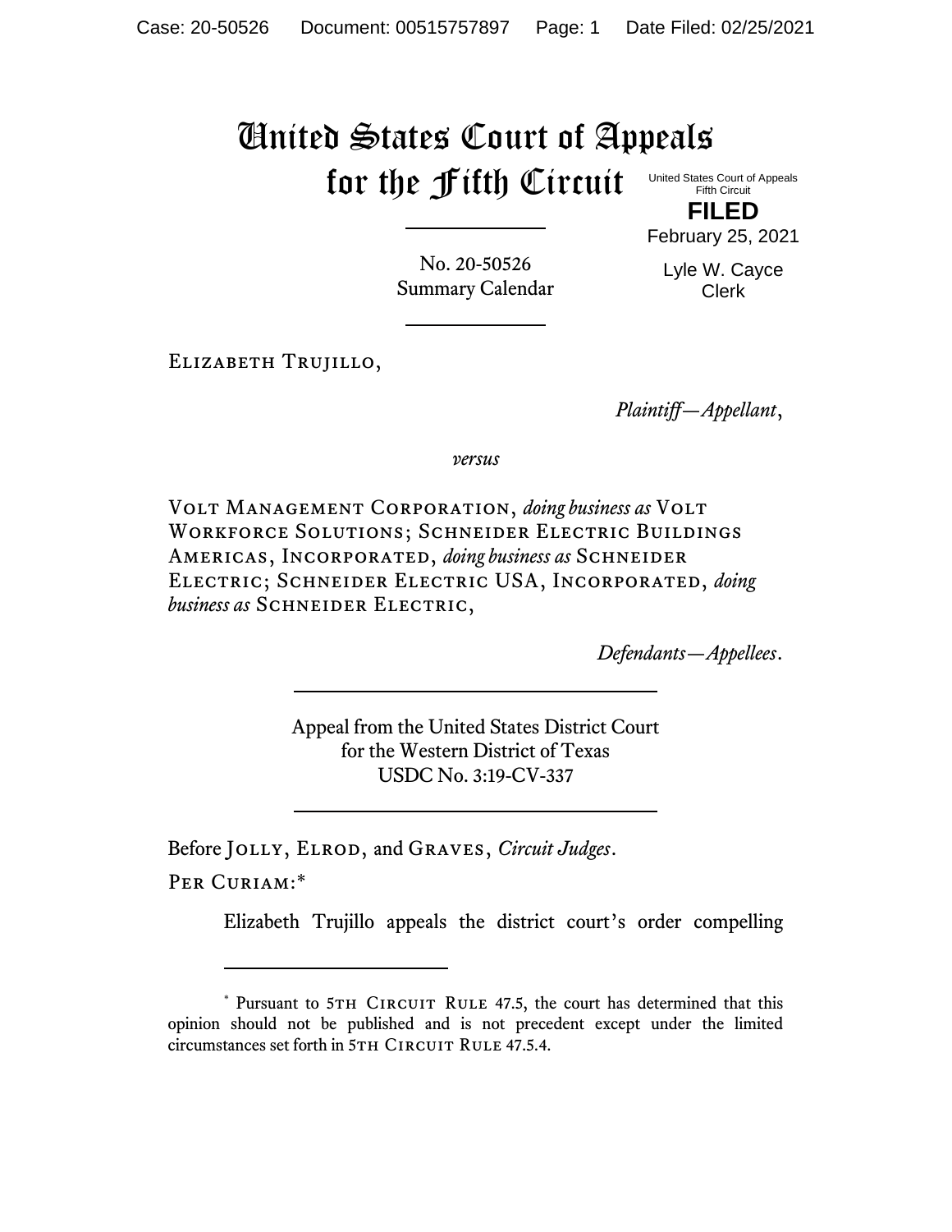# United States Court of Appeals for the Fifth Circuit

United States Court of Appeals
Fifth Circuit

**FILED**

February 25, 2021

Lyle W. Cayce
Clerk

No. 20-50526
Summary Calendar

---

Elizabeth Trujillo,

*Plaintiff—Appellant*,

*versus*

Volt Management Corporation, *doing business as* Volt Workforce Solutions; Schneider Electric Buildings Americas, Incorporated, *doing business as* Schneider Electric; Schneider Electric USA, Incorporated, *doing business as* Schneider Electric,

*Defendants—Appellees*.

---

Appeal from the United States District Court
for the Western District of Texas
USDC No. 3:19-CV-337

---

Before Jolly, Elrod, and Graves, *Circuit Judges*.

Per Curiam:*

Elizabeth Trujillo appeals the district court's order compelling

---

\* Pursuant to 5th Circuit Rule 47.5, the court has determined that this opinion should not be published and is not precedent except under the limited circumstances set forth in 5th Circuit Rule 47.5.4.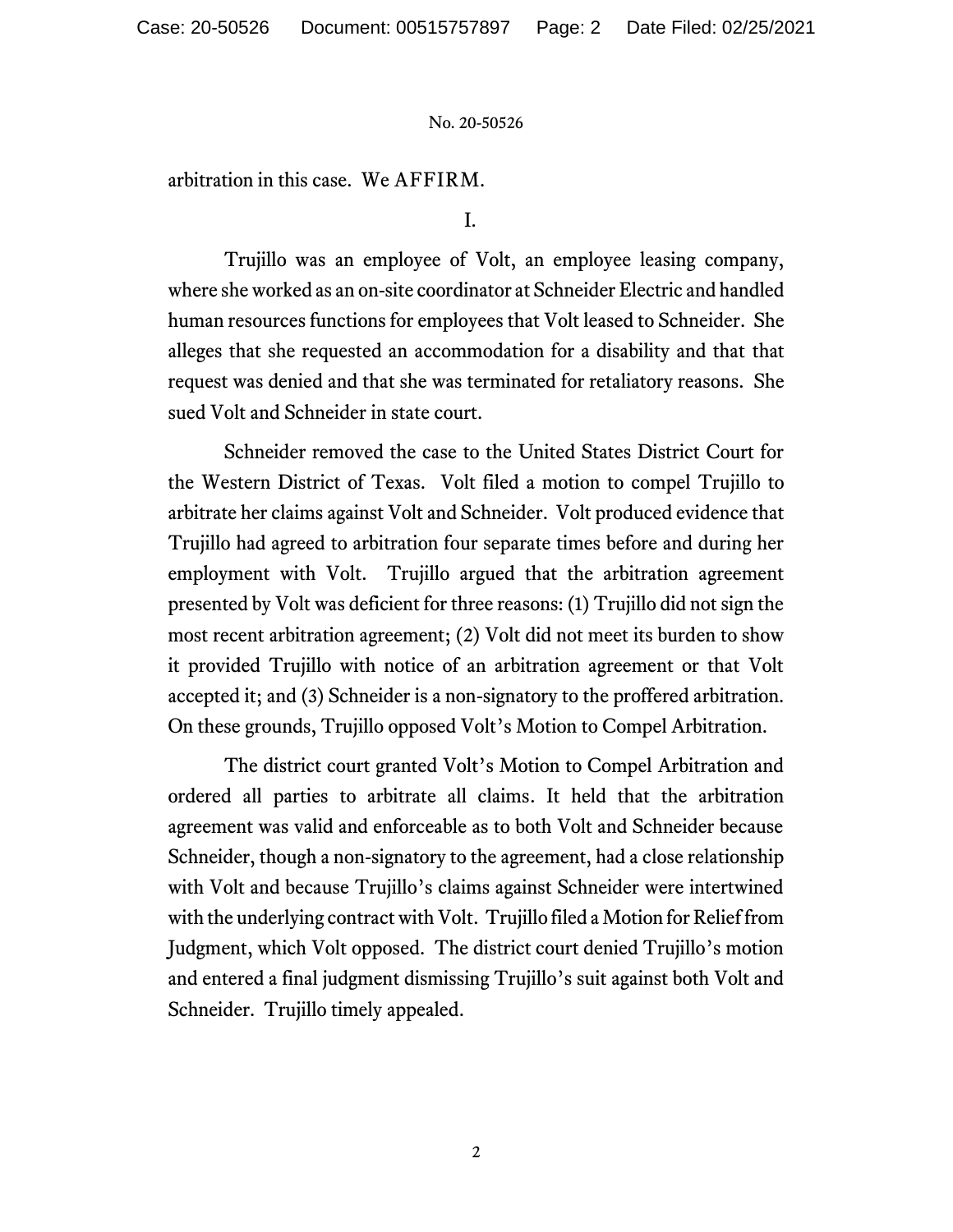arbitration in this case. We AFFIRM.

I.

Trujillo was an employee of Volt, an employee leasing company, where she worked as an on-site coordinator at Schneider Electric and handled human resources functions for employees that Volt leased to Schneider. She alleges that she requested an accommodation for a disability and that that request was denied and that she was terminated for retaliatory reasons. She sued Volt and Schneider in state court.

Schneider removed the case to the United States District Court for the Western District of Texas. Volt filed a motion to compel Trujillo to arbitrate her claims against Volt and Schneider. Volt produced evidence that Trujillo had agreed to arbitration four separate times before and during her employment with Volt. Trujillo argued that the arbitration agreement presented by Volt was deficient for three reasons: (1) Trujillo did not sign the most recent arbitration agreement; (2) Volt did not meet its burden to show it provided Trujillo with notice of an arbitration agreement or that Volt accepted it; and (3) Schneider is a non-signatory to the proffered arbitration. On these grounds, Trujillo opposed Volt's Motion to Compel Arbitration.

The district court granted Volt's Motion to Compel Arbitration and ordered all parties to arbitrate all claims. It held that the arbitration agreement was valid and enforceable as to both Volt and Schneider because Schneider, though a non-signatory to the agreement, had a close relationship with Volt and because Trujillo's claims against Schneider were intertwined with the underlying contract with Volt. Trujillo filed a Motion for Relief from Judgment, which Volt opposed. The district court denied Trujillo's motion and entered a final judgment dismissing Trujillo's suit against both Volt and Schneider. Trujillo timely appealed.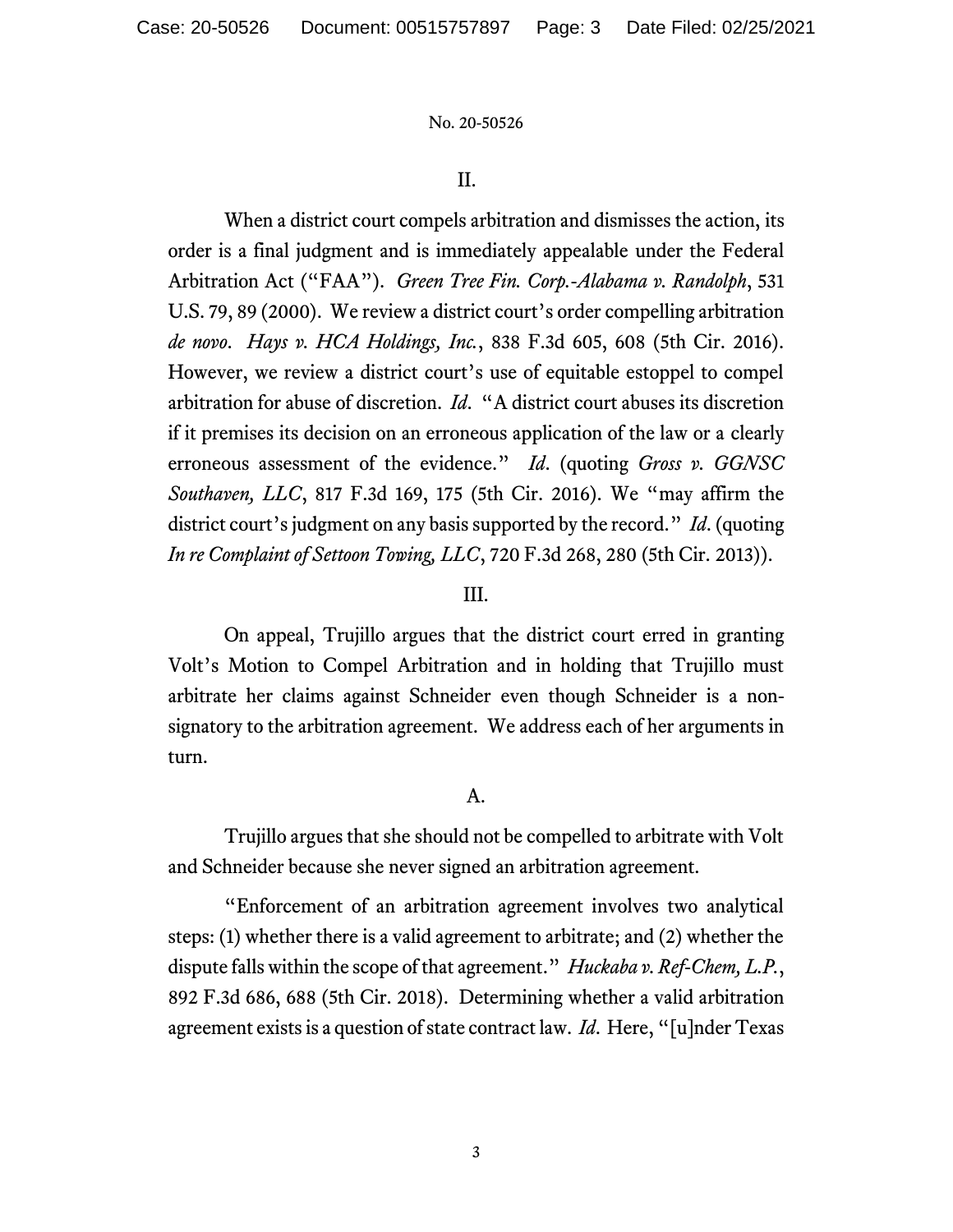## II.

When a district court compels arbitration and dismisses the action, its order is a final judgment and is immediately appealable under the Federal Arbitration Act ("FAA"). *Green Tree Fin. Corp.-Alabama v. Randolph*, 531 U.S. 79, 89 (2000). We review a district court's order compelling arbitration *de novo*. *Hays v. HCA Holdings, Inc.*, 838 F.3d 605, 608 (5th Cir. 2016). However, we review a district court's use of equitable estoppel to compel arbitration for abuse of discretion. *Id*. "A district court abuses its discretion if it premises its decision on an erroneous application of the law or a clearly erroneous assessment of the evidence." *Id*. (quoting *Gross v. GGNSC Southaven, LLC*, 817 F.3d 169, 175 (5th Cir. 2016). We "may affirm the district court's judgment on any basis supported by the record." *Id*. (quoting *In re Complaint of Settoon Towing, LLC*, 720 F.3d 268, 280 (5th Cir. 2013)).

## III.

On appeal, Trujillo argues that the district court erred in granting Volt's Motion to Compel Arbitration and in holding that Trujillo must arbitrate her claims against Schneider even though Schneider is a non-signatory to the arbitration agreement. We address each of her arguments in turn.

### A.

Trujillo argues that she should not be compelled to arbitrate with Volt and Schneider because she never signed an arbitration agreement.

"Enforcement of an arbitration agreement involves two analytical steps: (1) whether there is a valid agreement to arbitrate; and (2) whether the dispute falls within the scope of that agreement." *Huckaba v. Ref-Chem, L.P.*, 892 F.3d 686, 688 (5th Cir. 2018). Determining whether a valid arbitration agreement exists is a question of state contract law. *Id*. Here, "[u]nder Texas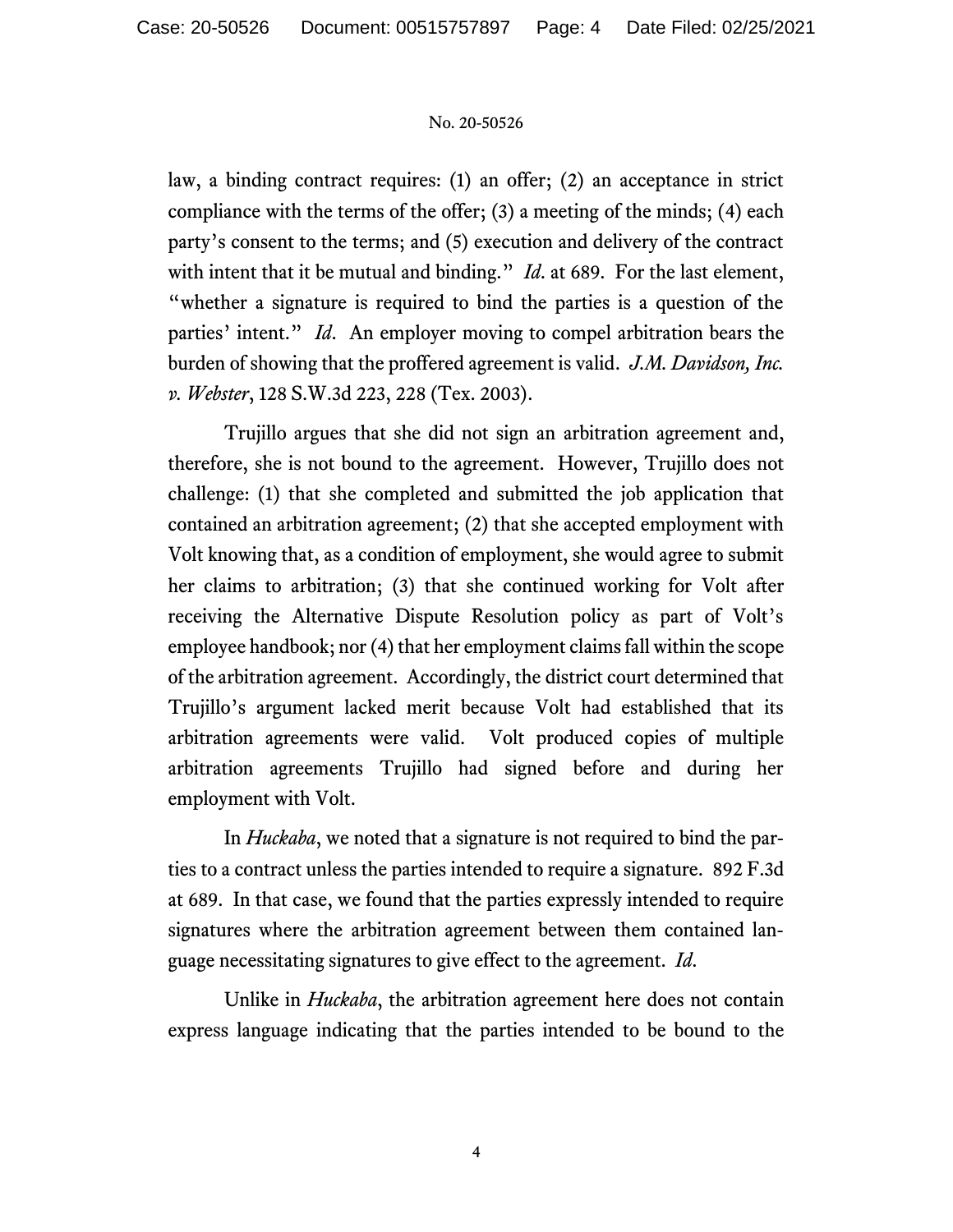law, a binding contract requires: (1) an offer; (2) an acceptance in strict compliance with the terms of the offer; (3) a meeting of the minds; (4) each party's consent to the terms; and (5) execution and delivery of the contract with intent that it be mutual and binding." *Id*. at 689. For the last element, "whether a signature is required to bind the parties is a question of the parties' intent." *Id*. An employer moving to compel arbitration bears the burden of showing that the proffered agreement is valid. *J.M. Davidson, Inc. v. Webster*, 128 S.W.3d 223, 228 (Tex. 2003).

Trujillo argues that she did not sign an arbitration agreement and, therefore, she is not bound to the agreement. However, Trujillo does not challenge: (1) that she completed and submitted the job application that contained an arbitration agreement; (2) that she accepted employment with Volt knowing that, as a condition of employment, she would agree to submit her claims to arbitration; (3) that she continued working for Volt after receiving the Alternative Dispute Resolution policy as part of Volt's employee handbook; nor (4) that her employment claims fall within the scope of the arbitration agreement. Accordingly, the district court determined that Trujillo's argument lacked merit because Volt had established that its arbitration agreements were valid. Volt produced copies of multiple arbitration agreements Trujillo had signed before and during her employment with Volt.

In *Huckaba*, we noted that a signature is not required to bind the parties to a contract unless the parties intended to require a signature. 892 F.3d at 689. In that case, we found that the parties expressly intended to require signatures where the arbitration agreement between them contained language necessitating signatures to give effect to the agreement. *Id*.

Unlike in *Huckaba*, the arbitration agreement here does not contain express language indicating that the parties intended to be bound to the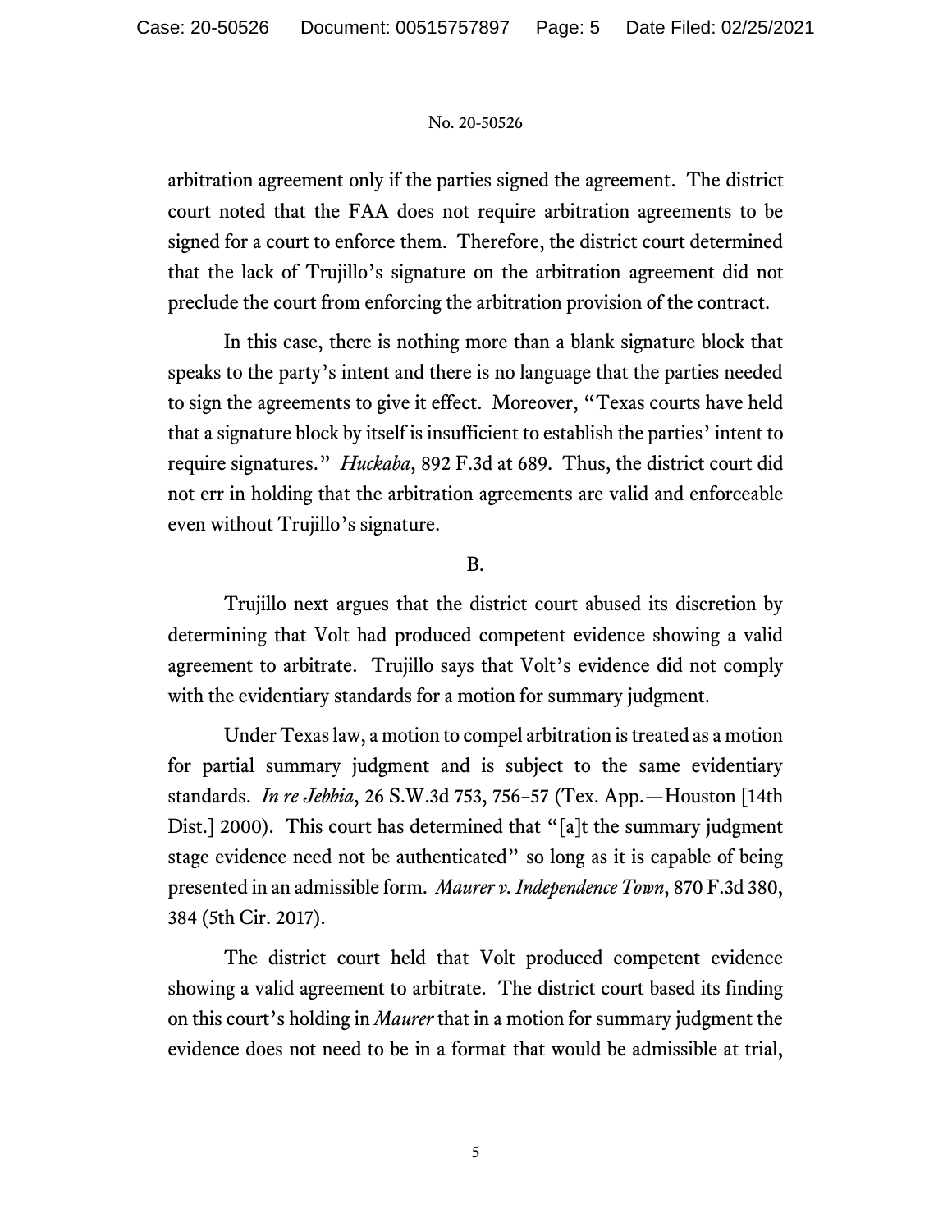arbitration agreement only if the parties signed the agreement. The district court noted that the FAA does not require arbitration agreements to be signed for a court to enforce them. Therefore, the district court determined that the lack of Trujillo's signature on the arbitration agreement did not preclude the court from enforcing the arbitration provision of the contract.

In this case, there is nothing more than a blank signature block that speaks to the party's intent and there is no language that the parties needed to sign the agreements to give it effect. Moreover, "Texas courts have held that a signature block by itself is insufficient to establish the parties' intent to require signatures." *Huckaba*, 892 F.3d at 689. Thus, the district court did not err in holding that the arbitration agreements are valid and enforceable even without Trujillo's signature.

B.

Trujillo next argues that the district court abused its discretion by determining that Volt had produced competent evidence showing a valid agreement to arbitrate. Trujillo says that Volt's evidence did not comply with the evidentiary standards for a motion for summary judgment.

Under Texas law, a motion to compel arbitration is treated as a motion for partial summary judgment and is subject to the same evidentiary standards. *In re Jebbia*, 26 S.W.3d 753, 756–57 (Tex. App.—Houston [14th Dist.] 2000). This court has determined that "[a]t the summary judgment stage evidence need not be authenticated" so long as it is capable of being presented in an admissible form. *Maurer v. Independence Town*, 870 F.3d 380, 384 (5th Cir. 2017).

The district court held that Volt produced competent evidence showing a valid agreement to arbitrate. The district court based its finding on this court's holding in *Maurer* that in a motion for summary judgment the evidence does not need to be in a format that would be admissible at trial,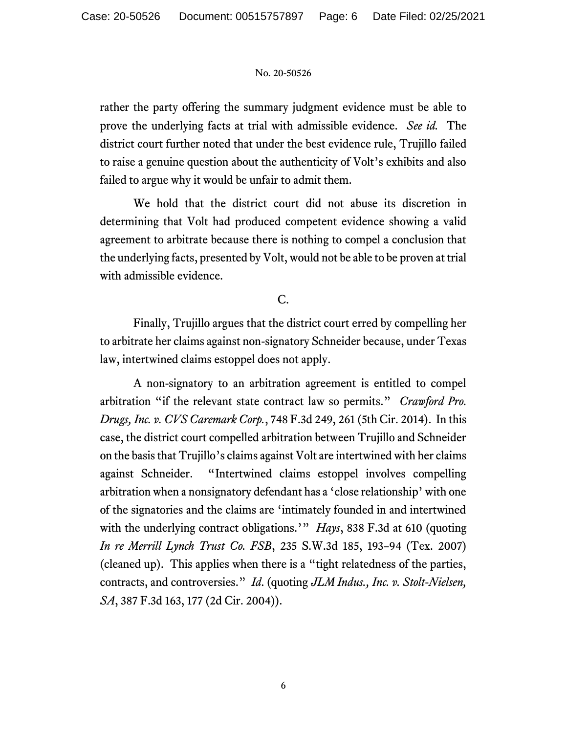rather the party offering the summary judgment evidence must be able to prove the underlying facts at trial with admissible evidence. *See id.* The district court further noted that under the best evidence rule, Trujillo failed to raise a genuine question about the authenticity of Volt's exhibits and also failed to argue why it would be unfair to admit them.

We hold that the district court did not abuse its discretion in determining that Volt had produced competent evidence showing a valid agreement to arbitrate because there is nothing to compel a conclusion that the underlying facts, presented by Volt, would not be able to be proven at trial with admissible evidence.

### C.

Finally, Trujillo argues that the district court erred by compelling her to arbitrate her claims against non-signatory Schneider because, under Texas law, intertwined claims estoppel does not apply.

A non-signatory to an arbitration agreement is entitled to compel arbitration "if the relevant state contract law so permits." *Crawford Pro. Drugs, Inc. v. CVS Caremark Corp.*, 748 F.3d 249, 261 (5th Cir. 2014). In this case, the district court compelled arbitration between Trujillo and Schneider on the basis that Trujillo's claims against Volt are intertwined with her claims against Schneider. "Intertwined claims estoppel involves compelling arbitration when a nonsignatory defendant has a 'close relationship' with one of the signatories and the claims are 'intimately founded in and intertwined with the underlying contract obligations.'" *Hays*, 838 F.3d at 610 (quoting *In re Merrill Lynch Trust Co. FSB*, 235 S.W.3d 185, 193–94 (Tex. 2007) (cleaned up). This applies when there is a "tight relatedness of the parties, contracts, and controversies." *Id.* (quoting *JLM Indus., Inc. v. Stolt-Nielsen, SA*, 387 F.3d 163, 177 (2d Cir. 2004)).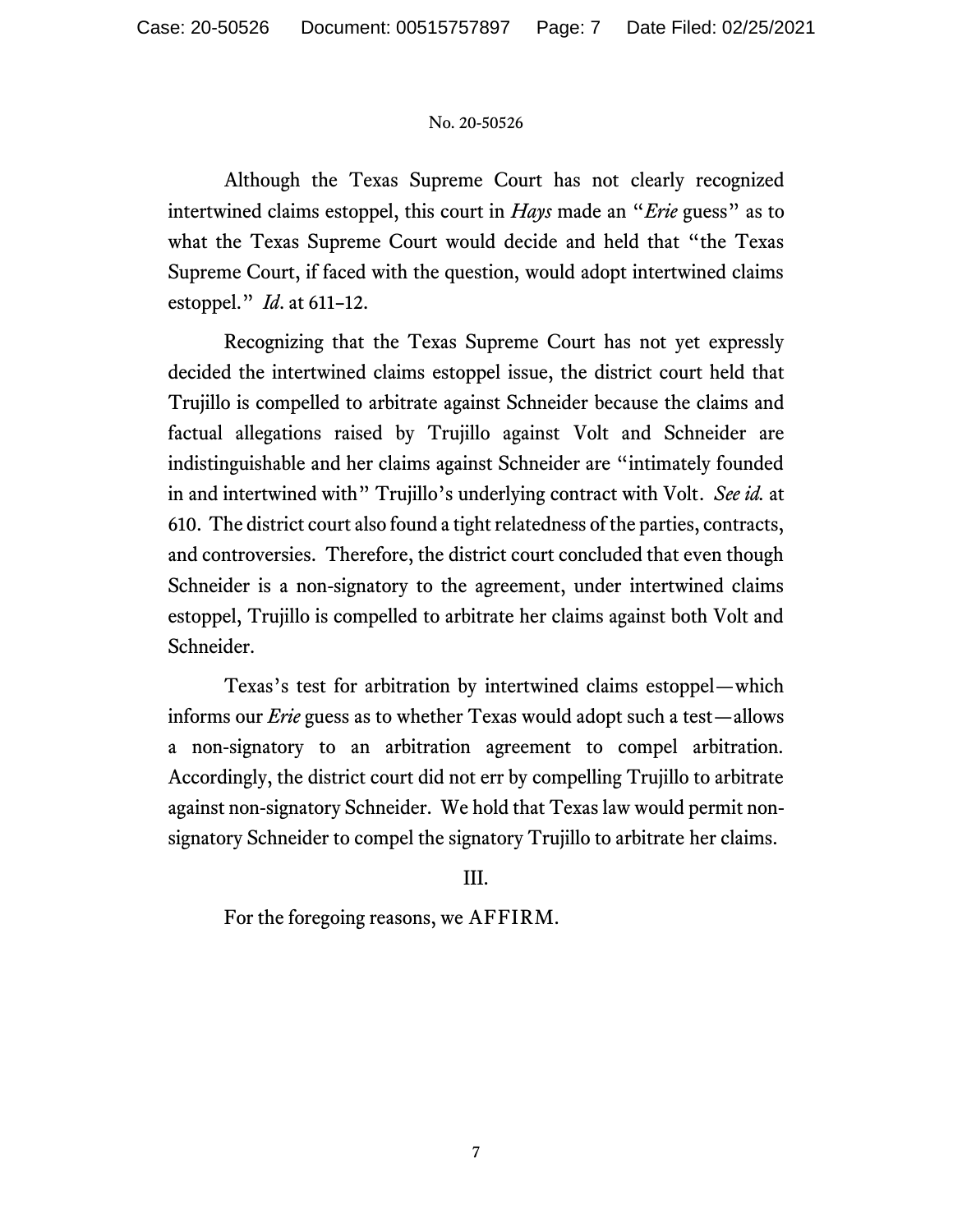Although the Texas Supreme Court has not clearly recognized intertwined claims estoppel, this court in *Hays* made an "*Erie* guess" as to what the Texas Supreme Court would decide and held that "the Texas Supreme Court, if faced with the question, would adopt intertwined claims estoppel." *Id*. at 611–12.

Recognizing that the Texas Supreme Court has not yet expressly decided the intertwined claims estoppel issue, the district court held that Trujillo is compelled to arbitrate against Schneider because the claims and factual allegations raised by Trujillo against Volt and Schneider are indistinguishable and her claims against Schneider are "intimately founded in and intertwined with" Trujillo's underlying contract with Volt. *See id.* at 610. The district court also found a tight relatedness of the parties, contracts, and controversies. Therefore, the district court concluded that even though Schneider is a non-signatory to the agreement, under intertwined claims estoppel, Trujillo is compelled to arbitrate her claims against both Volt and Schneider.

Texas's test for arbitration by intertwined claims estoppel—which informs our *Erie* guess as to whether Texas would adopt such a test—allows a non-signatory to an arbitration agreement to compel arbitration. Accordingly, the district court did not err by compelling Trujillo to arbitrate against non-signatory Schneider. We hold that Texas law would permit non-signatory Schneider to compel the signatory Trujillo to arbitrate her claims.

## III.

For the foregoing reasons, we AFFIRM.